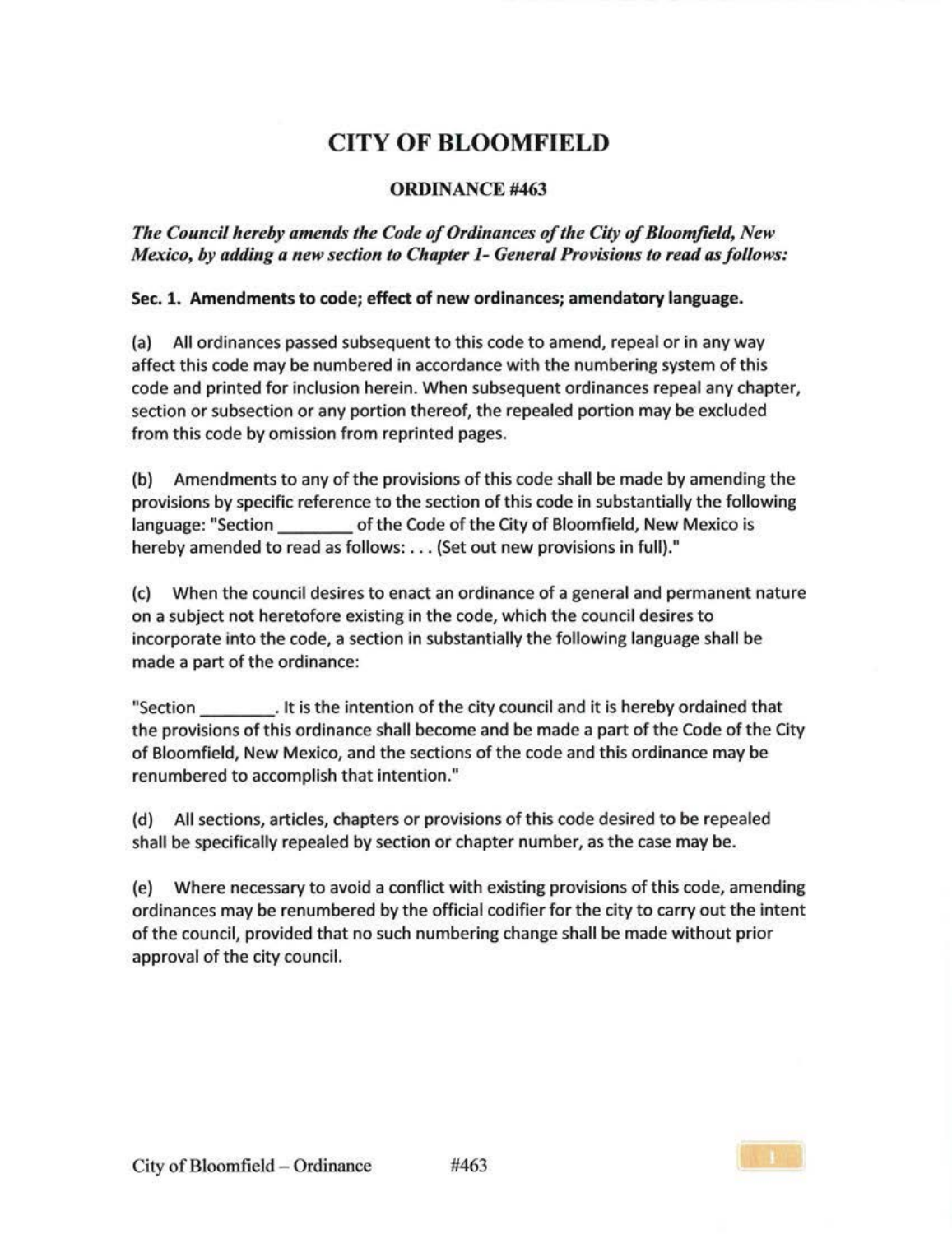# CITY OF BLOOMFIELD

## ORDINANCE #463

***The Council hereby amends the Code of Ordinances of the City of Bloomfield, New Mexico, by adding a new section to Chapter 1- General Provisions to read as follows:***

**Sec. 1. Amendments to code; effect of new ordinances; amendatory language.**

(a) All ordinances passed subsequent to this code to amend, repeal or in any way affect this code may be numbered in accordance with the numbering system of this code and printed for inclusion herein. When subsequent ordinances repeal any chapter, section or subsection or any portion thereof, the repealed portion may be excluded from this code by omission from reprinted pages.

(b) Amendments to any of the provisions of this code shall be made by amending the provisions by specific reference to the section of this code in substantially the following language: "Section ________ of the Code of the City of Bloomfield, New Mexico is hereby amended to read as follows: . . . (Set out new provisions in full)."

(c) When the council desires to enact an ordinance of a general and permanent nature on a subject not heretofore existing in the code, which the council desires to incorporate into the code, a section in substantially the following language shall be made a part of the ordinance:

"Section ________. It is the intention of the city council and it is hereby ordained that the provisions of this ordinance shall become and be made a part of the Code of the City of Bloomfield, New Mexico, and the sections of the code and this ordinance may be renumbered to accomplish that intention."

(d) All sections, articles, chapters or provisions of this code desired to be repealed shall be specifically repealed by section or chapter number, as the case may be.

(e) Where necessary to avoid a conflict with existing provisions of this code, amending ordinances may be renumbered by the official codifier for the city to carry out the intent of the council, provided that no such numbering change shall be made without prior approval of the city council.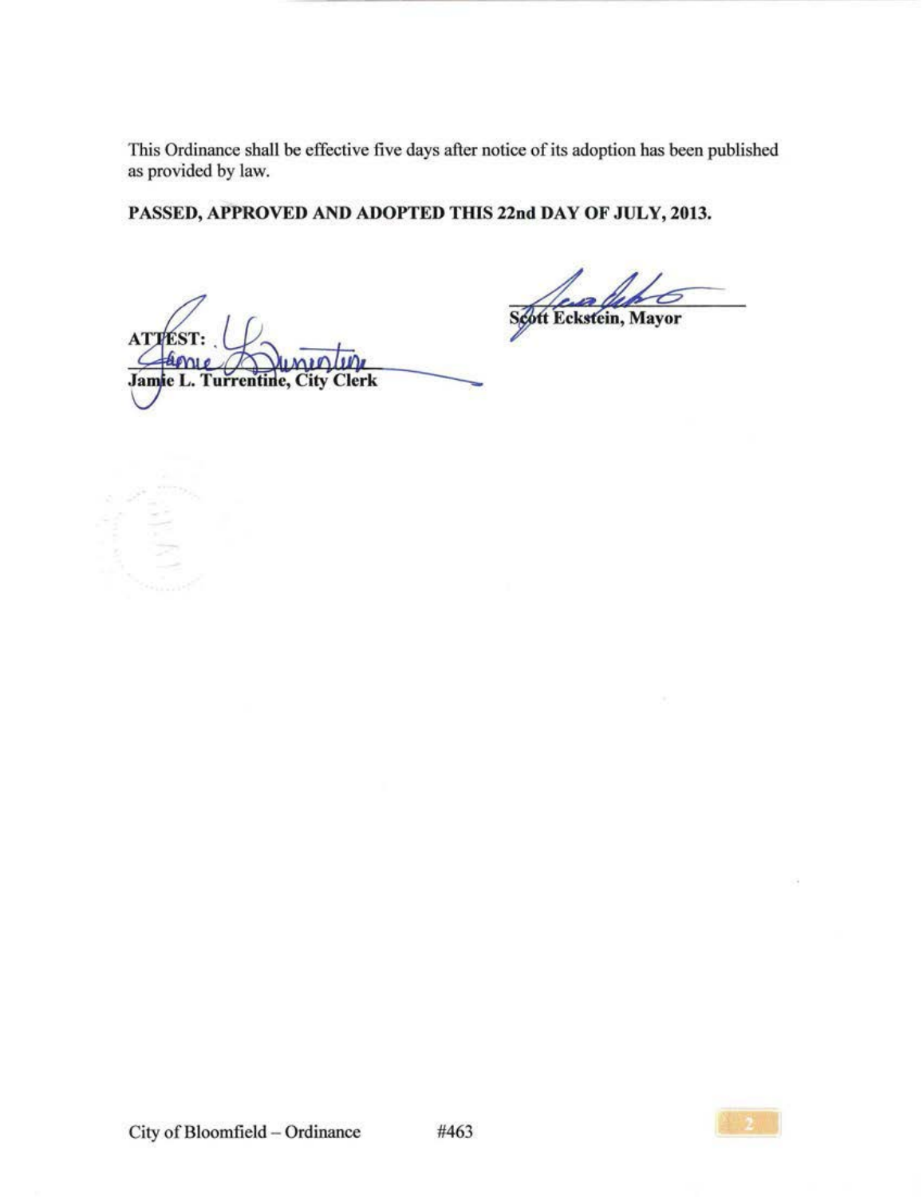This Ordinance shall be effective five days after notice of its adoption has been published as provided by law.

**PASSED, APPROVED AND ADOPTED THIS 22nd DAY OF JULY, 2013.**

**Scott Eckstein, Mayor**

**ATTEST:**

**Jamie L. Turrentine, City Clerk**

City of Bloomfield – Ordinance #463